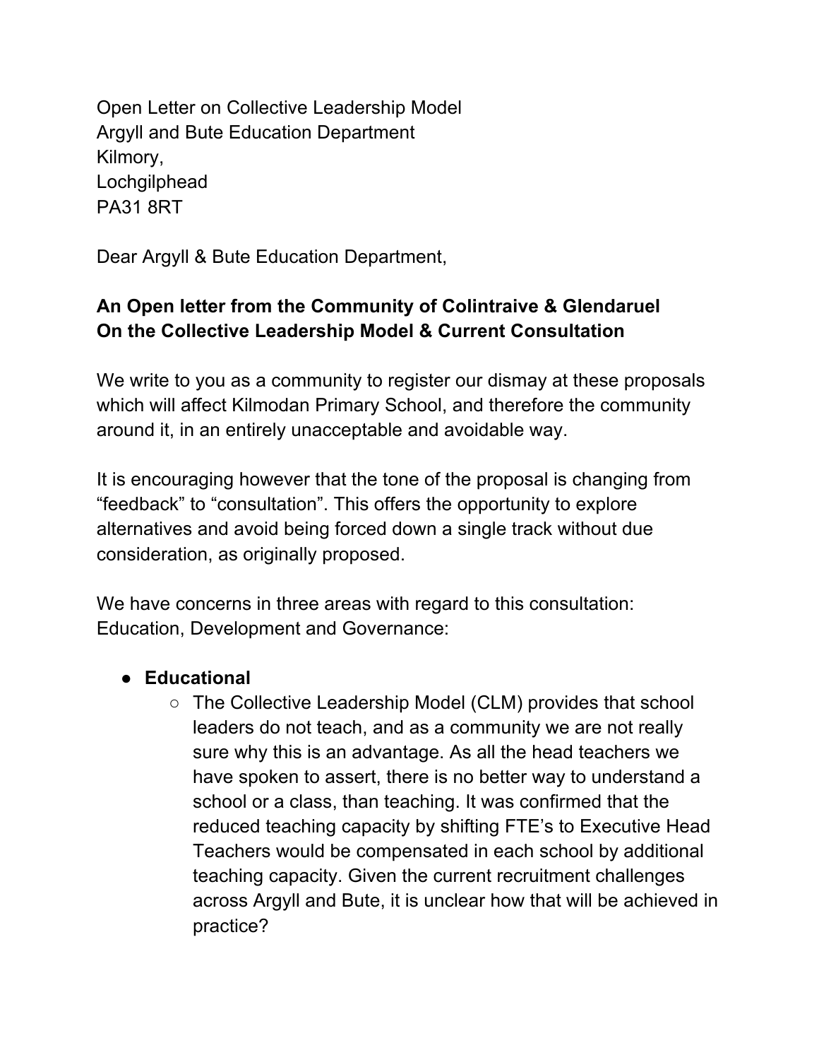Open Letter on Collective Leadership Model
Argyll and Bute Education Department
Kilmory,
Lochgilphead
PA31 8RT

Dear Argyll & Bute Education Department,

**An Open letter from the Community of Colintraive & Glendaruel**
**On the Collective Leadership Model & Current Consultation**

We write to you as a community to register our dismay at these proposals which will affect Kilmodan Primary School, and therefore the community around it, in an entirely unacceptable and avoidable way.

It is encouraging however that the tone of the proposal is changing from "feedback" to "consultation". This offers the opportunity to explore alternatives and avoid being forced down a single track without due consideration, as originally proposed.

We have concerns in three areas with regard to this consultation: Education, Development and Governance:

- **Educational**
  - The Collective Leadership Model (CLM) provides that school leaders do not teach, and as a community we are not really sure why this is an advantage. As all the head teachers we have spoken to assert, there is no better way to understand a school or a class, than teaching. It was confirmed that the reduced teaching capacity by shifting FTE's to Executive Head Teachers would be compensated in each school by additional teaching capacity. Given the current recruitment challenges across Argyll and Bute, it is unclear how that will be achieved in practice?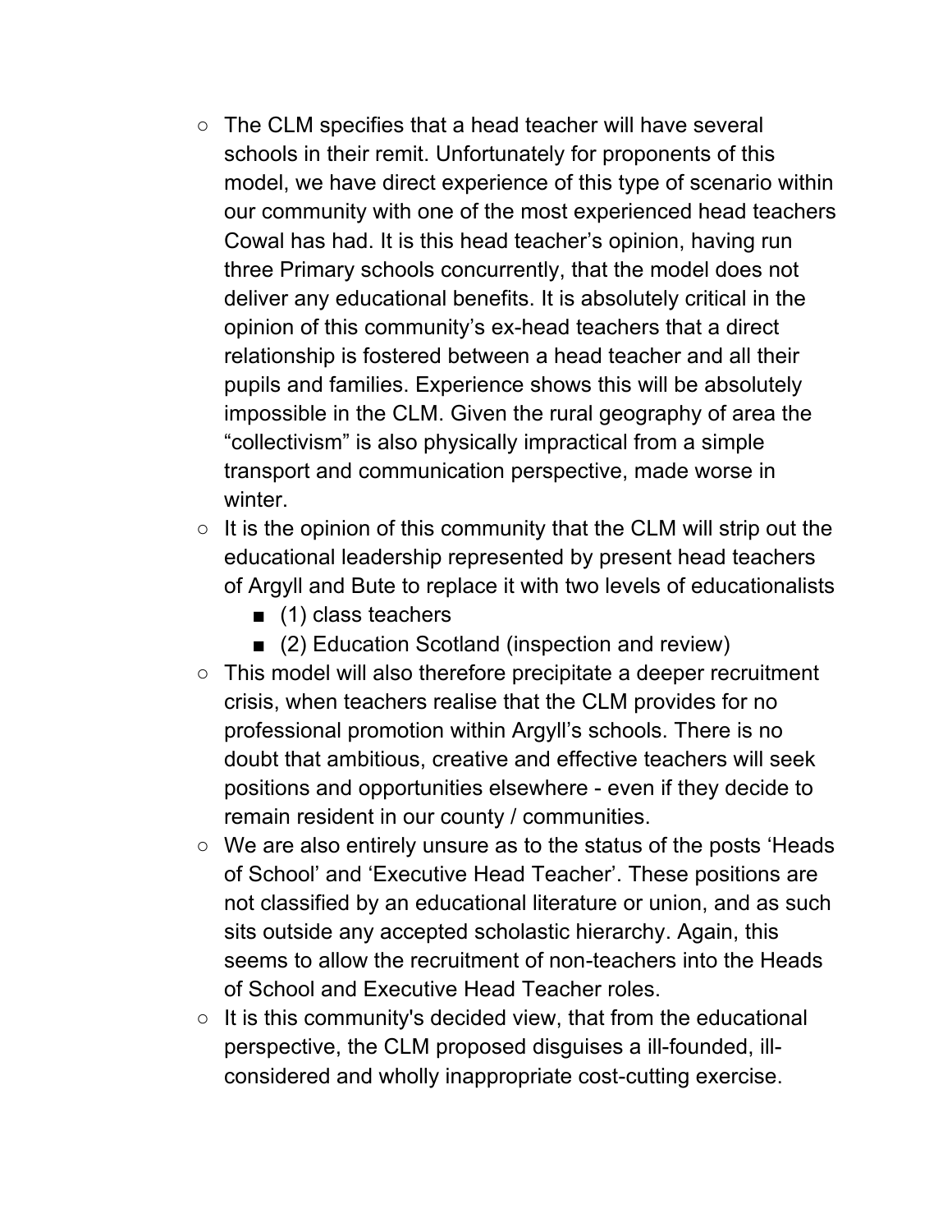- The CLM specifies that a head teacher will have several schools in their remit. Unfortunately for proponents of this model, we have direct experience of this type of scenario within our community with one of the most experienced head teachers Cowal has had. It is this head teacher's opinion, having run three Primary schools concurrently, that the model does not deliver any educational benefits. It is absolutely critical in the opinion of this community's ex-head teachers that a direct relationship is fostered between a head teacher and all their pupils and families. Experience shows this will be absolutely impossible in the CLM. Given the rural geography of area the "collectivism" is also physically impractical from a simple transport and communication perspective, made worse in winter.
- It is the opinion of this community that the CLM will strip out the educational leadership represented by present head teachers of Argyll and Bute to replace it with two levels of educationalists
  - (1) class teachers
  - (2) Education Scotland (inspection and review)
- This model will also therefore precipitate a deeper recruitment crisis, when teachers realise that the CLM provides for no professional promotion within Argyll's schools. There is no doubt that ambitious, creative and effective teachers will seek positions and opportunities elsewhere - even if they decide to remain resident in our county / communities.
- We are also entirely unsure as to the status of the posts 'Heads of School' and 'Executive Head Teacher'. These positions are not classified by an educational literature or union, and as such sits outside any accepted scholastic hierarchy. Again, this seems to allow the recruitment of non-teachers into the Heads of School and Executive Head Teacher roles.
- It is this community's decided view, that from the educational perspective, the CLM proposed disguises a ill-founded, ill-considered and wholly inappropriate cost-cutting exercise.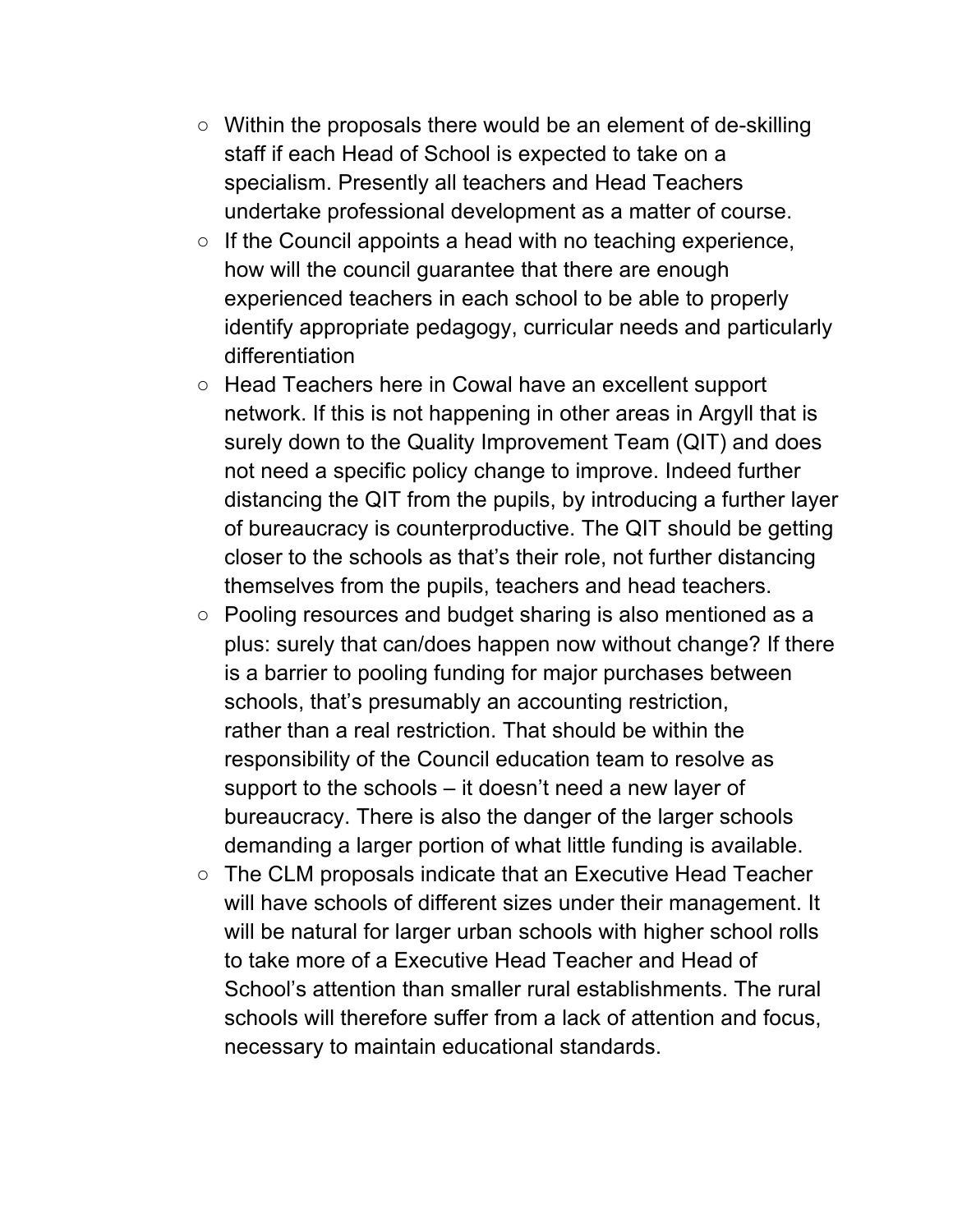- Within the proposals there would be an element of de-skilling staff if each Head of School is expected to take on a specialism. Presently all teachers and Head Teachers undertake professional development as a matter of course.
- If the Council appoints a head with no teaching experience, how will the council guarantee that there are enough experienced teachers in each school to be able to properly identify appropriate pedagogy, curricular needs and particularly differentiation
- Head Teachers here in Cowal have an excellent support network. If this is not happening in other areas in Argyll that is surely down to the Quality Improvement Team (QIT) and does not need a specific policy change to improve. Indeed further distancing the QIT from the pupils, by introducing a further layer of bureaucracy is counterproductive. The QIT should be getting closer to the schools as that's their role, not further distancing themselves from the pupils, teachers and head teachers.
- Pooling resources and budget sharing is also mentioned as a plus: surely that can/does happen now without change? If there is a barrier to pooling funding for major purchases between schools, that's presumably an accounting restriction, rather than a real restriction. That should be within the responsibility of the Council education team to resolve as support to the schools – it doesn't need a new layer of bureaucracy. There is also the danger of the larger schools demanding a larger portion of what little funding is available.
- The CLM proposals indicate that an Executive Head Teacher will have schools of different sizes under their management. It will be natural for larger urban schools with higher school rolls to take more of a Executive Head Teacher and Head of School's attention than smaller rural establishments. The rural schools will therefore suffer from a lack of attention and focus, necessary to maintain educational standards.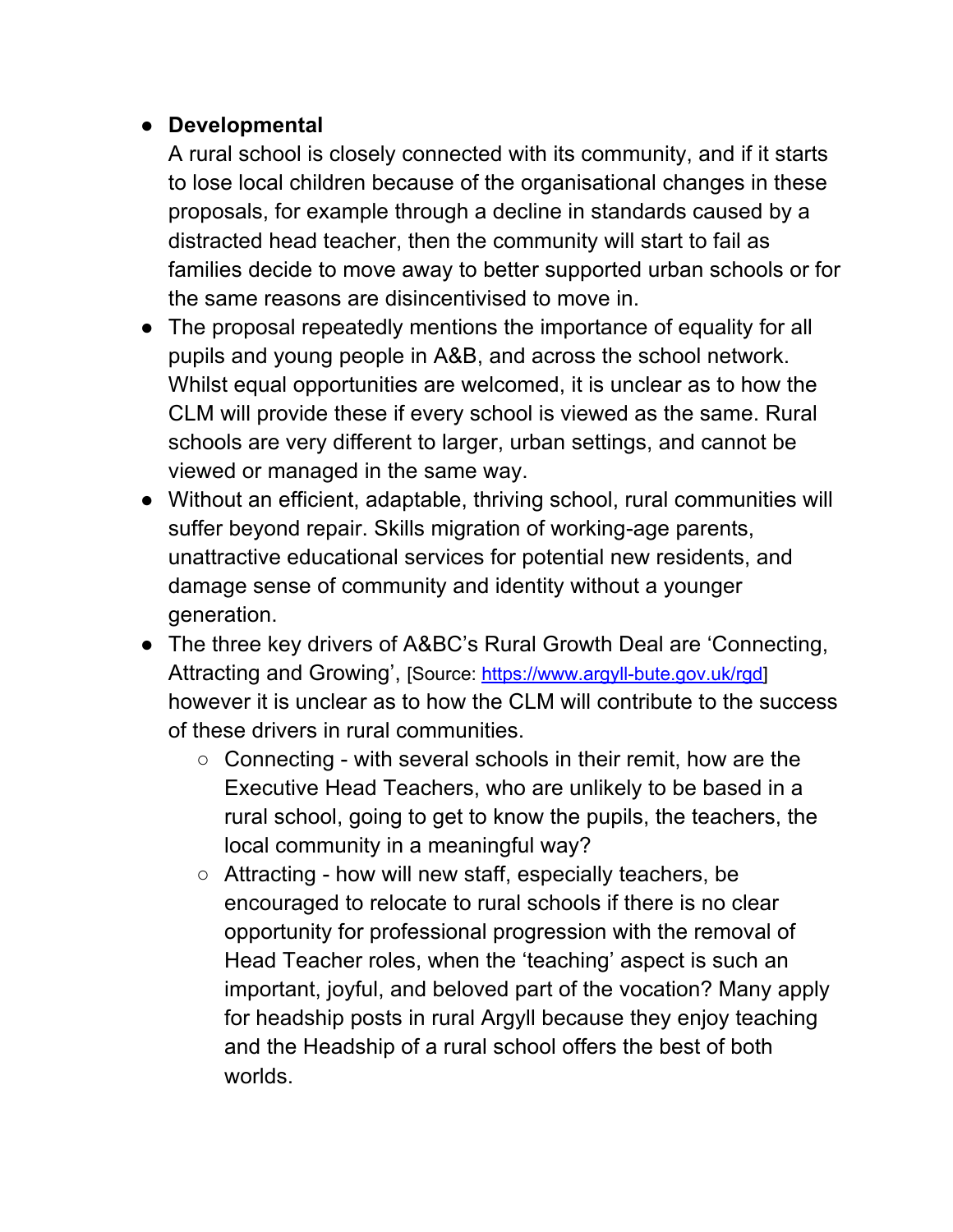- **Developmental**
  A rural school is closely connected with its community, and if it starts to lose local children because of the organisational changes in these proposals, for example through a decline in standards caused by a distracted head teacher, then the community will start to fail as families decide to move away to better supported urban schools or for the same reasons are disincentivised to move in.
- The proposal repeatedly mentions the importance of equality for all pupils and young people in A&B, and across the school network. Whilst equal opportunities are welcomed, it is unclear as to how the CLM will provide these if every school is viewed as the same. Rural schools are very different to larger, urban settings, and cannot be viewed or managed in the same way.
- Without an efficient, adaptable, thriving school, rural communities will suffer beyond repair. Skills migration of working-age parents, unattractive educational services for potential new residents, and damage sense of community and identity without a younger generation.
- The three key drivers of A&BC's Rural Growth Deal are 'Connecting, Attracting and Growing', [Source: [https://www.argyll-bute.gov.uk/rgd](https://www.argyll-bute.gov.uk/rgd)] however it is unclear as to how the CLM will contribute to the success of these drivers in rural communities.
  - Connecting - with several schools in their remit, how are the Executive Head Teachers, who are unlikely to be based in a rural school, going to get to know the pupils, the teachers, the local community in a meaningful way?
  - Attracting - how will new staff, especially teachers, be encouraged to relocate to rural schools if there is no clear opportunity for professional progression with the removal of Head Teacher roles, when the 'teaching' aspect is such an important, joyful, and beloved part of the vocation? Many apply for headship posts in rural Argyll because they enjoy teaching and the Headship of a rural school offers the best of both worlds.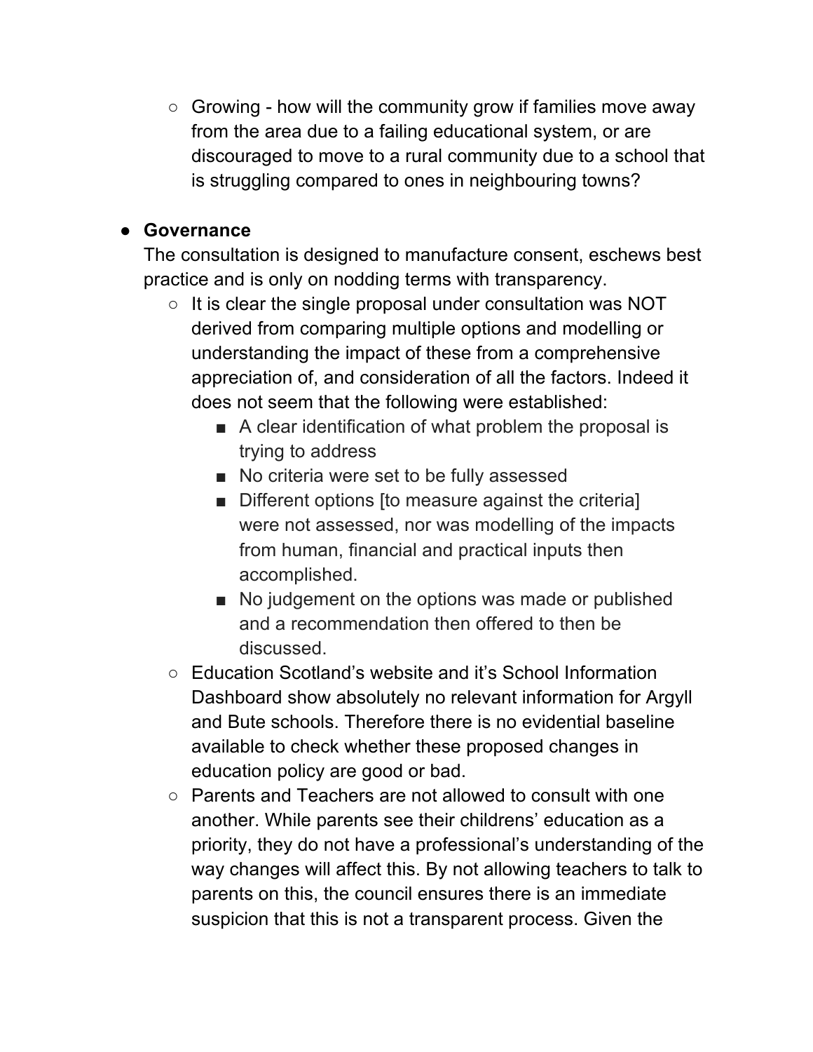- Growing - how will the community grow if families move away from the area due to a failing educational system, or are discouraged to move to a rural community due to a school that is struggling compared to ones in neighbouring towns?

- **Governance**
  The consultation is designed to manufacture consent, eschews best practice and is only on nodding terms with transparency.
    - It is clear the single proposal under consultation was NOT derived from comparing multiple options and modelling or understanding the impact of these from a comprehensive appreciation of, and consideration of all the factors. Indeed it does not seem that the following were established:
        - A clear identification of what problem the proposal is trying to address
        - No criteria were set to be fully assessed
        - Different options [to measure against the criteria] were not assessed, nor was modelling of the impacts from human, financial and practical inputs then accomplished.
        - No judgement on the options was made or published and a recommendation then offered to then be discussed.
    - Education Scotland's website and it's School Information Dashboard show absolutely no relevant information for Argyll and Bute schools. Therefore there is no evidential baseline available to check whether these proposed changes in education policy are good or bad.
    - Parents and Teachers are not allowed to consult with one another. While parents see their childrens' education as a priority, they do not have a professional's understanding of the way changes will affect this. By not allowing teachers to talk to parents on this, the council ensures there is an immediate suspicion that this is not a transparent process. Given the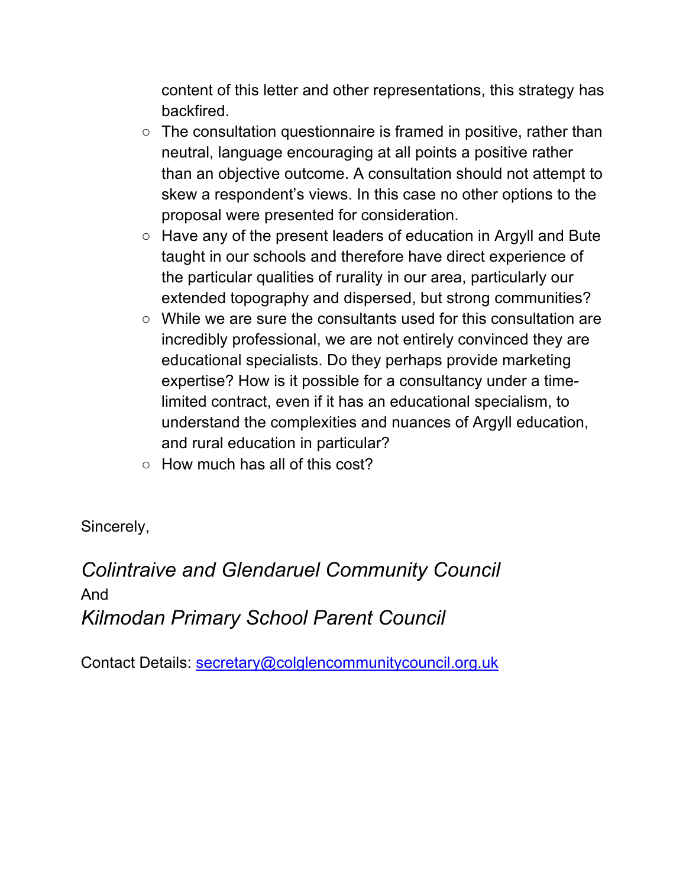content of this letter and other representations, this strategy has backfired.

- The consultation questionnaire is framed in positive, rather than neutral, language encouraging at all points a positive rather than an objective outcome. A consultation should not attempt to skew a respondent's views. In this case no other options to the proposal were presented for consideration.
- Have any of the present leaders of education in Argyll and Bute taught in our schools and therefore have direct experience of the particular qualities of rurality in our area, particularly our extended topography and dispersed, but strong communities?
- While we are sure the consultants used for this consultation are incredibly professional, we are not entirely convinced they are educational specialists. Do they perhaps provide marketing expertise? How is it possible for a consultancy under a time-limited contract, even if it has an educational specialism, to understand the complexities and nuances of Argyll education, and rural education in particular?
- How much has all of this cost?

Sincerely,

*Colintraive and Glendaruel Community Council*
And
*Kilmodan Primary School Parent Council*

Contact Details: secretary@colglencommunitycouncil.org.uk